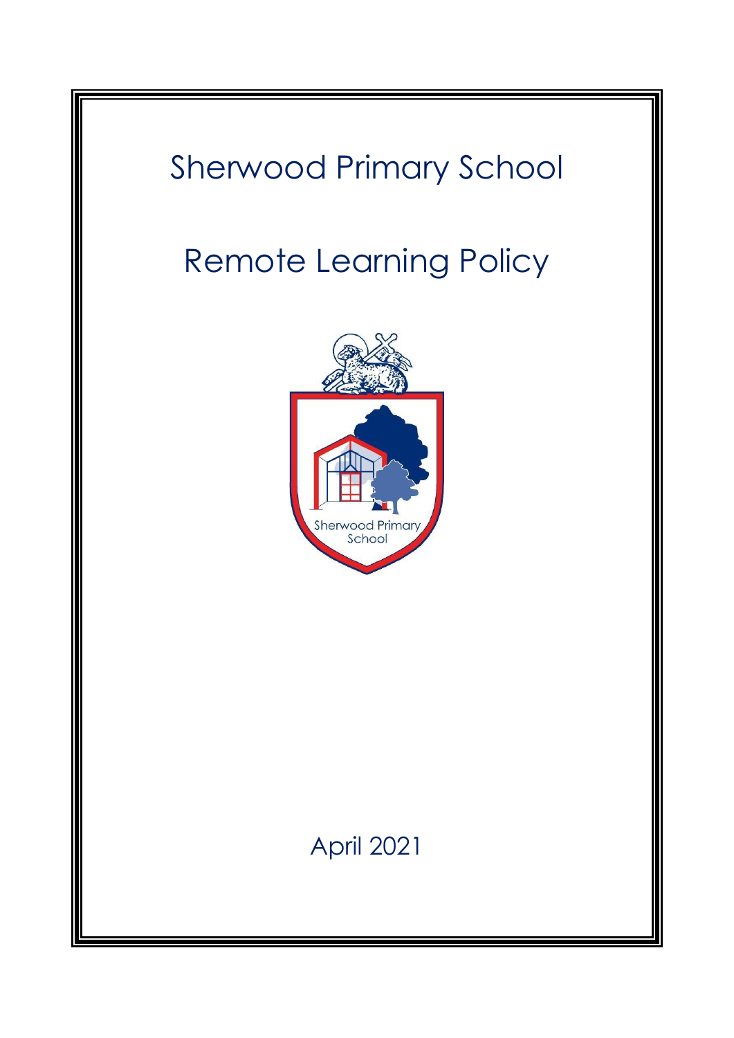# Sherwood Primary School

# Remote Learning Policy

April 2021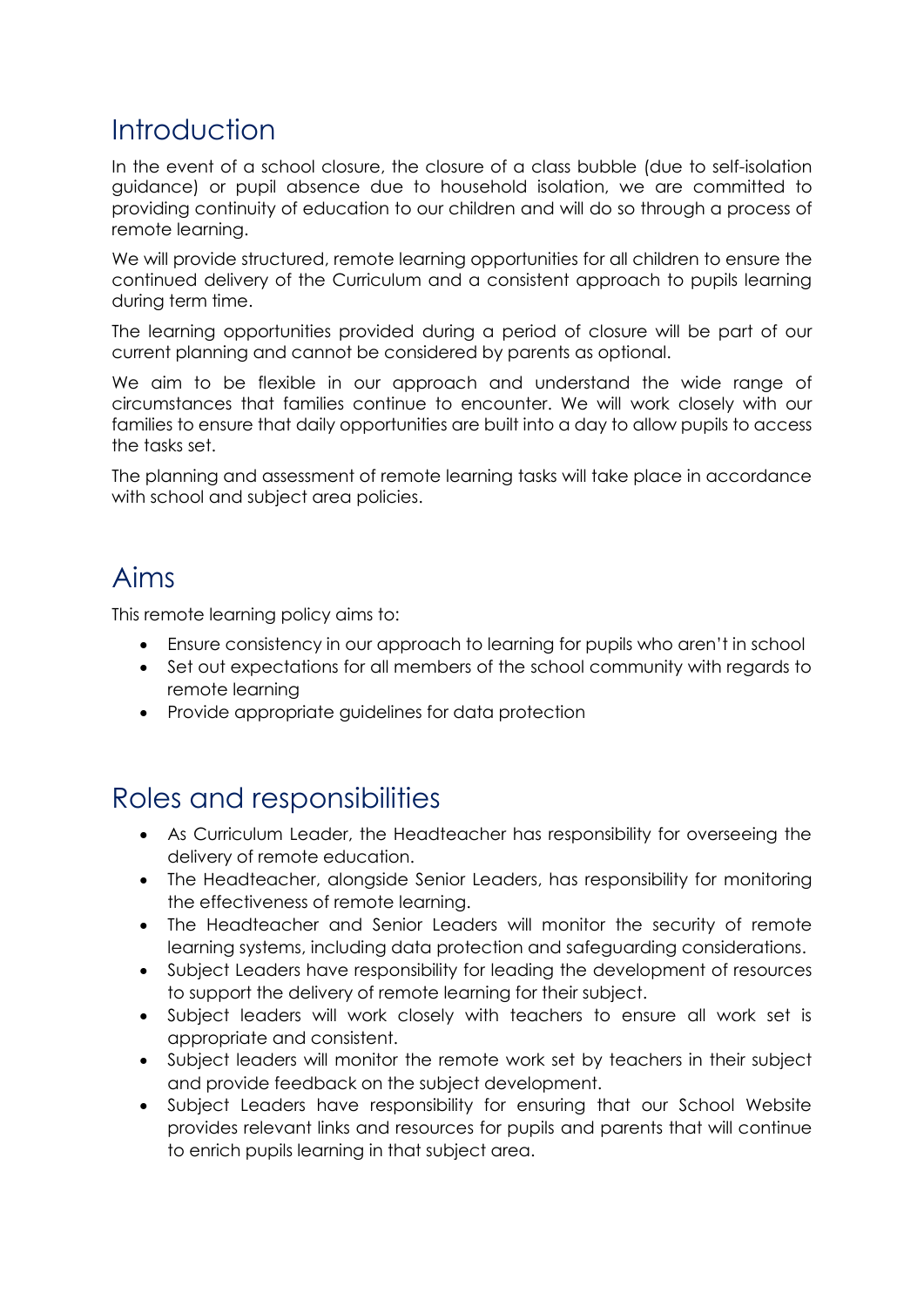## Introduction

In the event of a school closure, the closure of a class bubble (due to self-isolation guidance) or pupil absence due to household isolation, we are committed to providing continuity of education to our children and will do so through a process of remote learning.

We will provide structured, remote learning opportunities for all children to ensure the continued delivery of the Curriculum and a consistent approach to pupils learning during term time.

The learning opportunities provided during a period of closure will be part of our current planning and cannot be considered by parents as optional.

We aim to be flexible in our approach and understand the wide range of circumstances that families continue to encounter. We will work closely with our families to ensure that daily opportunities are built into a day to allow pupils to access the tasks set.

The planning and assessment of remote learning tasks will take place in accordance with school and subject area policies.

## Aims

This remote learning policy aims to:

- Ensure consistency in our approach to learning for pupils who aren't in school
- Set out expectations for all members of the school community with regards to remote learning
- Provide appropriate guidelines for data protection

## Roles and responsibilities

- As Curriculum Leader, the Headteacher has responsibility for overseeing the delivery of remote education.
- The Headteacher, alongside Senior Leaders, has responsibility for monitoring the effectiveness of remote learning.
- The Headteacher and Senior Leaders will monitor the security of remote learning systems, including data protection and safeguarding considerations.
- Subject Leaders have responsibility for leading the development of resources to support the delivery of remote learning for their subject.
- Subject leaders will work closely with teachers to ensure all work set is appropriate and consistent.
- Subject leaders will monitor the remote work set by teachers in their subject and provide feedback on the subject development.
- Subject Leaders have responsibility for ensuring that our School Website provides relevant links and resources for pupils and parents that will continue to enrich pupils learning in that subject area.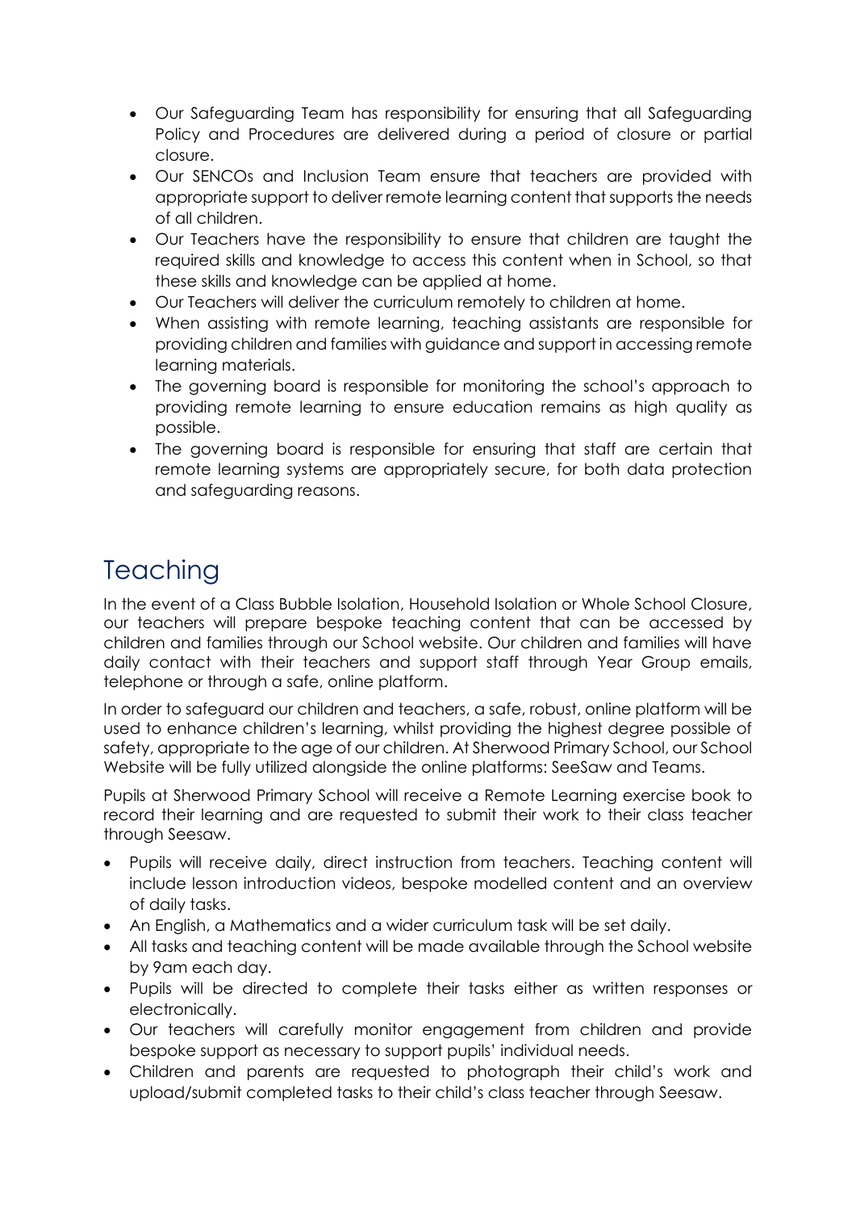- Our Safeguarding Team has responsibility for ensuring that all Safeguarding Policy and Procedures are delivered during a period of closure or partial closure.
- Our SENCOs and Inclusion Team ensure that teachers are provided with appropriate support to deliver remote learning content that supports the needs of all children.
- Our Teachers have the responsibility to ensure that children are taught the required skills and knowledge to access this content when in School, so that these skills and knowledge can be applied at home.
- Our Teachers will deliver the curriculum remotely to children at home.
- When assisting with remote learning, teaching assistants are responsible for providing children and families with guidance and support in accessing remote learning materials.
- The governing board is responsible for monitoring the school's approach to providing remote learning to ensure education remains as high quality as possible.
- The governing board is responsible for ensuring that staff are certain that remote learning systems are appropriately secure, for both data protection and safeguarding reasons.

## Teaching

In the event of a Class Bubble Isolation, Household Isolation or Whole School Closure, our teachers will prepare bespoke teaching content that can be accessed by children and families through our School website. Our children and families will have daily contact with their teachers and support staff through Year Group emails, telephone or through a safe, online platform.

In order to safeguard our children and teachers, a safe, robust, online platform will be used to enhance children's learning, whilst providing the highest degree possible of safety, appropriate to the age of our children. At Sherwood Primary School, our School Website will be fully utilized alongside the online platforms: SeeSaw and Teams.

Pupils at Sherwood Primary School will receive a Remote Learning exercise book to record their learning and are requested to submit their work to their class teacher through Seesaw.

- Pupils will receive daily, direct instruction from teachers. Teaching content will include lesson introduction videos, bespoke modelled content and an overview of daily tasks.
- An English, a Mathematics and a wider curriculum task will be set daily.
- All tasks and teaching content will be made available through the School website by 9am each day.
- Pupils will be directed to complete their tasks either as written responses or electronically.
- Our teachers will carefully monitor engagement from children and provide bespoke support as necessary to support pupils' individual needs.
- Children and parents are requested to photograph their child's work and upload/submit completed tasks to their child's class teacher through Seesaw.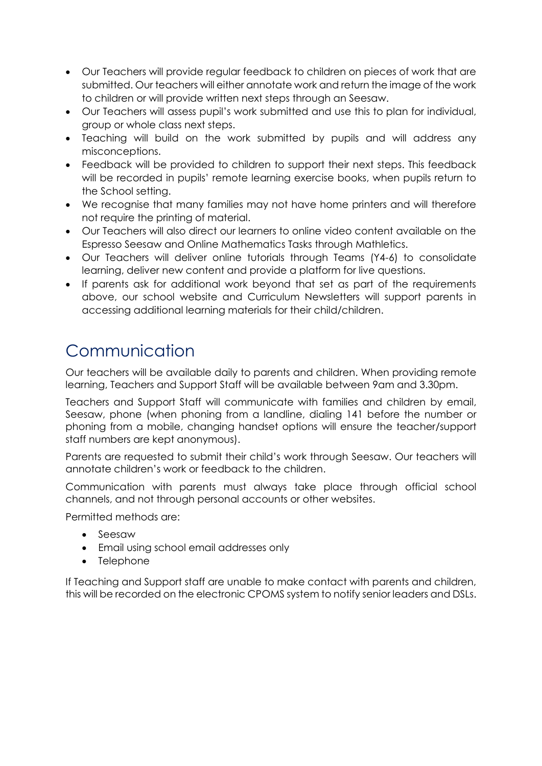- Our Teachers will provide regular feedback to children on pieces of work that are submitted. Our teachers will either annotate work and return the image of the work to children or will provide written next steps through an Seesaw.
- Our Teachers will assess pupil's work submitted and use this to plan for individual, group or whole class next steps.
- Teaching will build on the work submitted by pupils and will address any misconceptions.
- Feedback will be provided to children to support their next steps. This feedback will be recorded in pupils' remote learning exercise books, when pupils return to the School setting.
- We recognise that many families may not have home printers and will therefore not require the printing of material.
- Our Teachers will also direct our learners to online video content available on the Espresso Seesaw and Online Mathematics Tasks through Mathletics.
- Our Teachers will deliver online tutorials through Teams (Y4-6) to consolidate learning, deliver new content and provide a platform for live questions.
- If parents ask for additional work beyond that set as part of the requirements above, our school website and Curriculum Newsletters will support parents in accessing additional learning materials for their child/children.

# Communication

Our teachers will be available daily to parents and children. When providing remote learning, Teachers and Support Staff will be available between 9am and 3.30pm.

Teachers and Support Staff will communicate with families and children by email, Seesaw, phone (when phoning from a landline, dialing 141 before the number or phoning from a mobile, changing handset options will ensure the teacher/support staff numbers are kept anonymous).

Parents are requested to submit their child's work through Seesaw. Our teachers will annotate children's work or feedback to the children.

Communication with parents must always take place through official school channels, and not through personal accounts or other websites.

Permitted methods are:

- Seesaw
- Email using school email addresses only
- Telephone

If Teaching and Support staff are unable to make contact with parents and children, this will be recorded on the electronic CPOMS system to notify senior leaders and DSLs.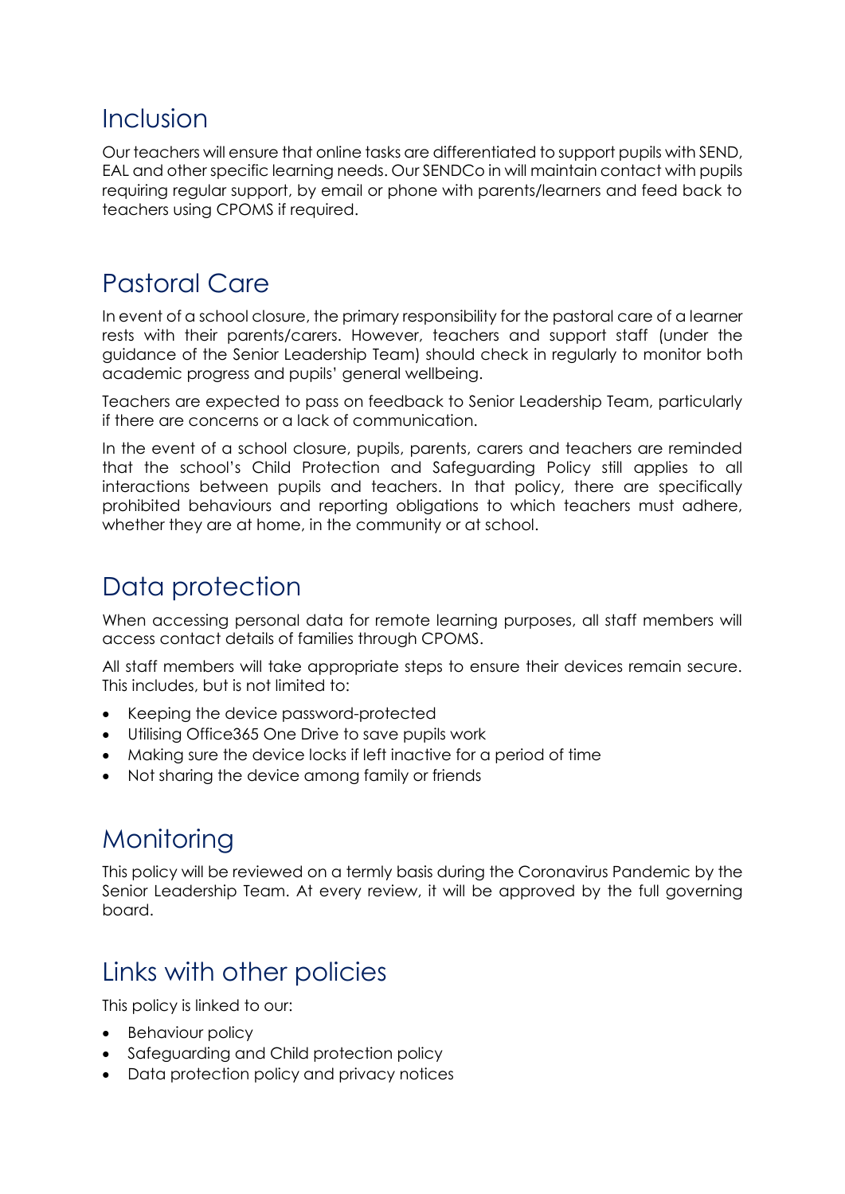## Inclusion

Our teachers will ensure that online tasks are differentiated to support pupils with SEND, EAL and other specific learning needs. Our SENDCo in will maintain contact with pupils requiring regular support, by email or phone with parents/learners and feed back to teachers using CPOMS if required.

## Pastoral Care

In event of a school closure, the primary responsibility for the pastoral care of a learner rests with their parents/carers. However, teachers and support staff (under the guidance of the Senior Leadership Team) should check in regularly to monitor both academic progress and pupils' general wellbeing.

Teachers are expected to pass on feedback to Senior Leadership Team, particularly if there are concerns or a lack of communication.

In the event of a school closure, pupils, parents, carers and teachers are reminded that the school's Child Protection and Safeguarding Policy still applies to all interactions between pupils and teachers. In that policy, there are specifically prohibited behaviours and reporting obligations to which teachers must adhere, whether they are at home, in the community or at school.

## Data protection

When accessing personal data for remote learning purposes, all staff members will access contact details of families through CPOMS.

All staff members will take appropriate steps to ensure their devices remain secure. This includes, but is not limited to:

- Keeping the device password-protected
- Utilising Office365 One Drive to save pupils work
- Making sure the device locks if left inactive for a period of time
- Not sharing the device among family or friends

## Monitoring

This policy will be reviewed on a termly basis during the Coronavirus Pandemic by the Senior Leadership Team. At every review, it will be approved by the full governing board.

## Links with other policies

This policy is linked to our:

- Behaviour policy
- Safeguarding and Child protection policy
- Data protection policy and privacy notices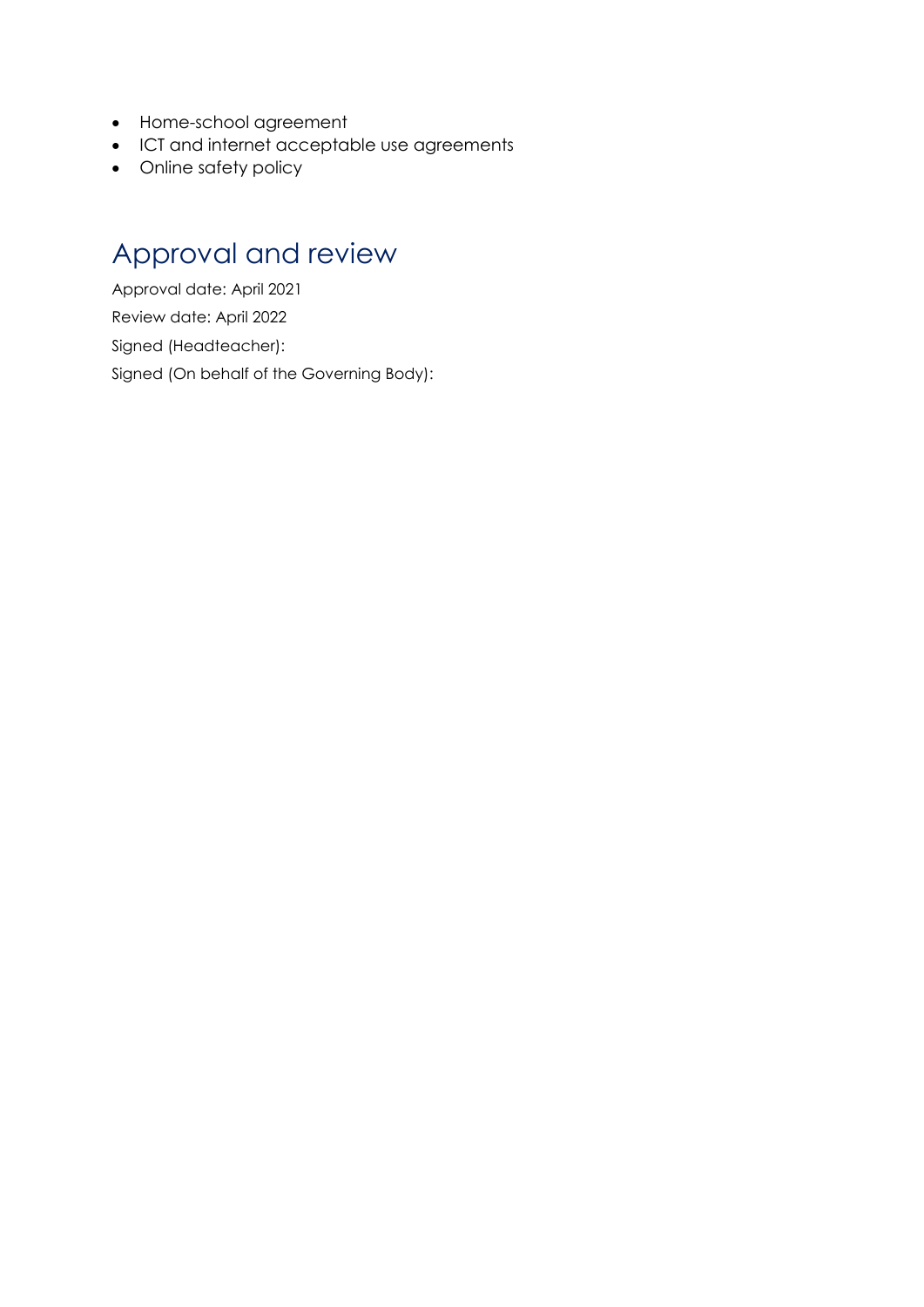- Home-school agreement
- ICT and internet acceptable use agreements
- Online safety policy

## Approval and review

Approval date: April 2021

Review date: April 2022

Signed (Headteacher):

Signed (On behalf of the Governing Body):